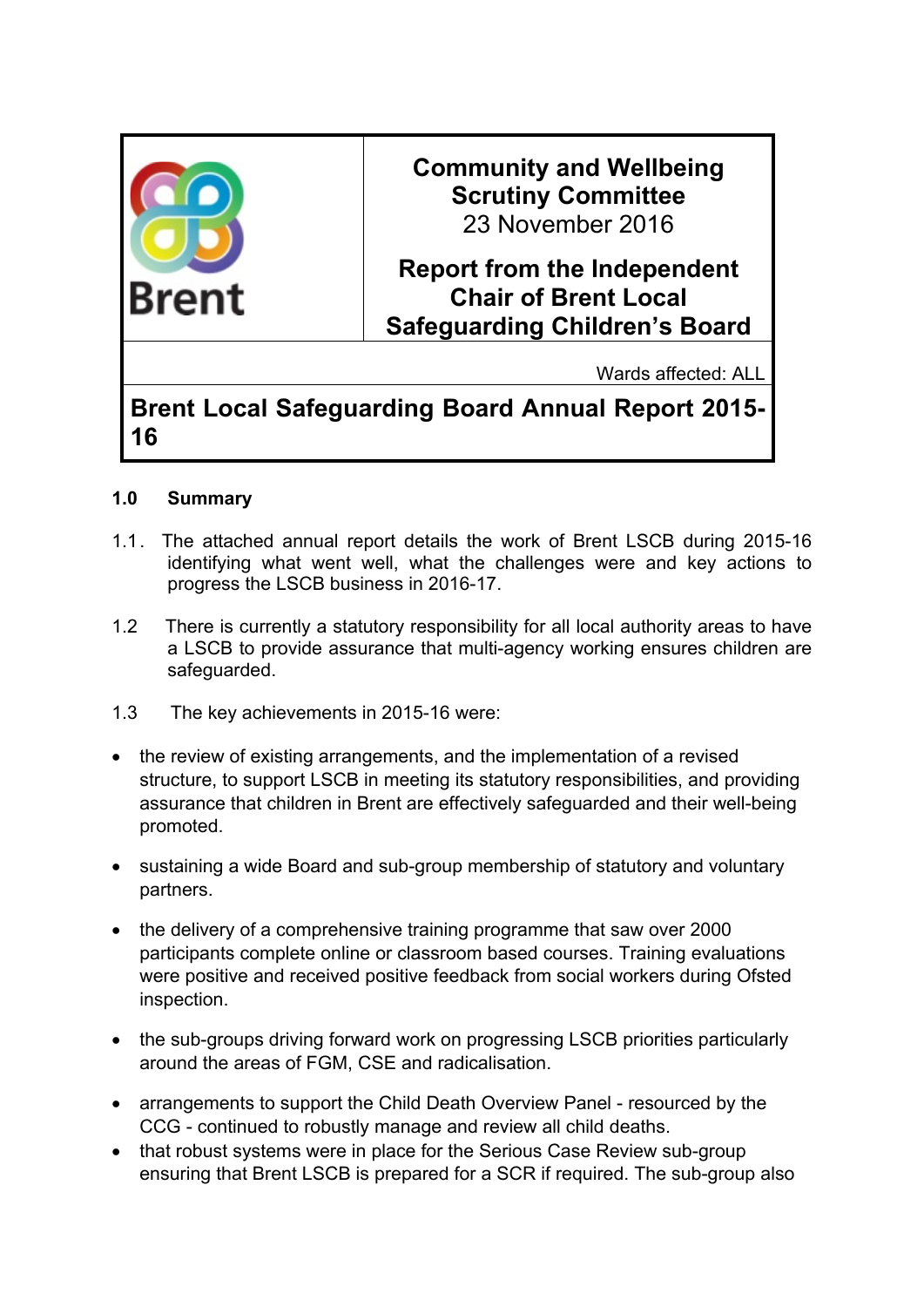| Brent | **Community and Wellbeing Scrutiny Committee**<br>23 November 2016<br><br>**Report from the Independent Chair of Brent Local Safeguarding Children's Board** |
|---|---|
| | Wards affected: ALL |
| **Brent Local Safeguarding Board Annual Report 2015-16** | |

## 1.0 Summary

1.1. The attached annual report details the work of Brent LSCB during 2015-16 identifying what went well, what the challenges were and key actions to progress the LSCB business in 2016-17.

1.2 There is currently a statutory responsibility for all local authority areas to have a LSCB to provide assurance that multi-agency working ensures children are safeguarded.

1.3 The key achievements in 2015-16 were:

- the review of existing arrangements, and the implementation of a revised structure, to support LSCB in meeting its statutory responsibilities, and providing assurance that children in Brent are effectively safeguarded and their well-being promoted.
- sustaining a wide Board and sub-group membership of statutory and voluntary partners.
- the delivery of a comprehensive training programme that saw over 2000 participants complete online or classroom based courses. Training evaluations were positive and received positive feedback from social workers during Ofsted inspection.
- the sub-groups driving forward work on progressing LSCB priorities particularly around the areas of FGM, CSE and radicalisation.
- arrangements to support the Child Death Overview Panel - resourced by the CCG - continued to robustly manage and review all child deaths.
- that robust systems were in place for the Serious Case Review sub-group ensuring that Brent LSCB is prepared for a SCR if required. The sub-group also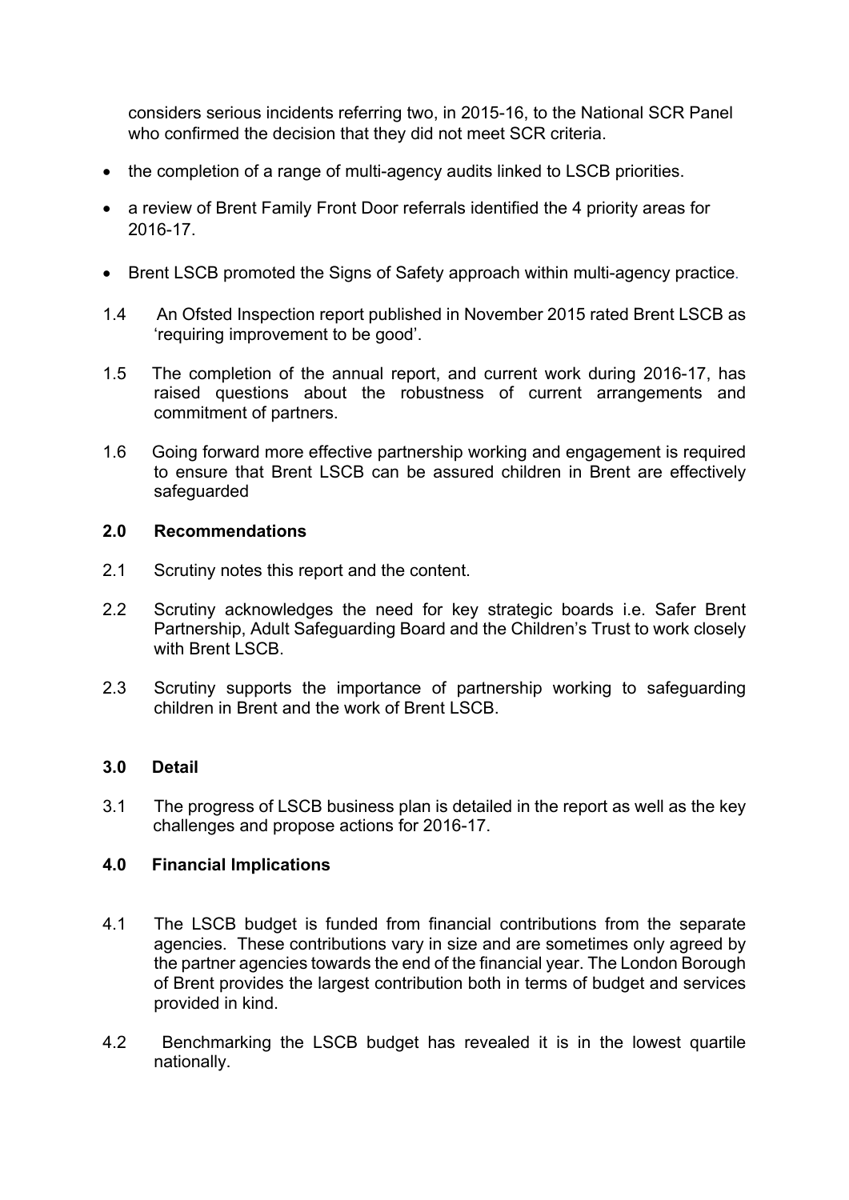considers serious incidents referring two, in 2015-16, to the National SCR Panel who confirmed the decision that they did not meet SCR criteria.

- the completion of a range of multi-agency audits linked to LSCB priorities.
- a review of Brent Family Front Door referrals identified the 4 priority areas for 2016-17.
- Brent LSCB promoted the Signs of Safety approach within multi-agency practice.

1.4 An Ofsted Inspection report published in November 2015 rated Brent LSCB as 'requiring improvement to be good'.

1.5 The completion of the annual report, and current work during 2016-17, has raised questions about the robustness of current arrangements and commitment of partners.

1.6 Going forward more effective partnership working and engagement is required to ensure that Brent LSCB can be assured children in Brent are effectively safeguarded

## 2.0 Recommendations

2.1 Scrutiny notes this report and the content.

2.2 Scrutiny acknowledges the need for key strategic boards i.e. Safer Brent Partnership, Adult Safeguarding Board and the Children's Trust to work closely with Brent LSCB.

2.3 Scrutiny supports the importance of partnership working to safeguarding children in Brent and the work of Brent LSCB.

## 3.0 Detail

3.1 The progress of LSCB business plan is detailed in the report as well as the key challenges and propose actions for 2016-17.

## 4.0 Financial Implications

4.1 The LSCB budget is funded from financial contributions from the separate agencies. These contributions vary in size and are sometimes only agreed by the partner agencies towards the end of the financial year. The London Borough of Brent provides the largest contribution both in terms of budget and services provided in kind.

4.2 Benchmarking the LSCB budget has revealed it is in the lowest quartile nationally.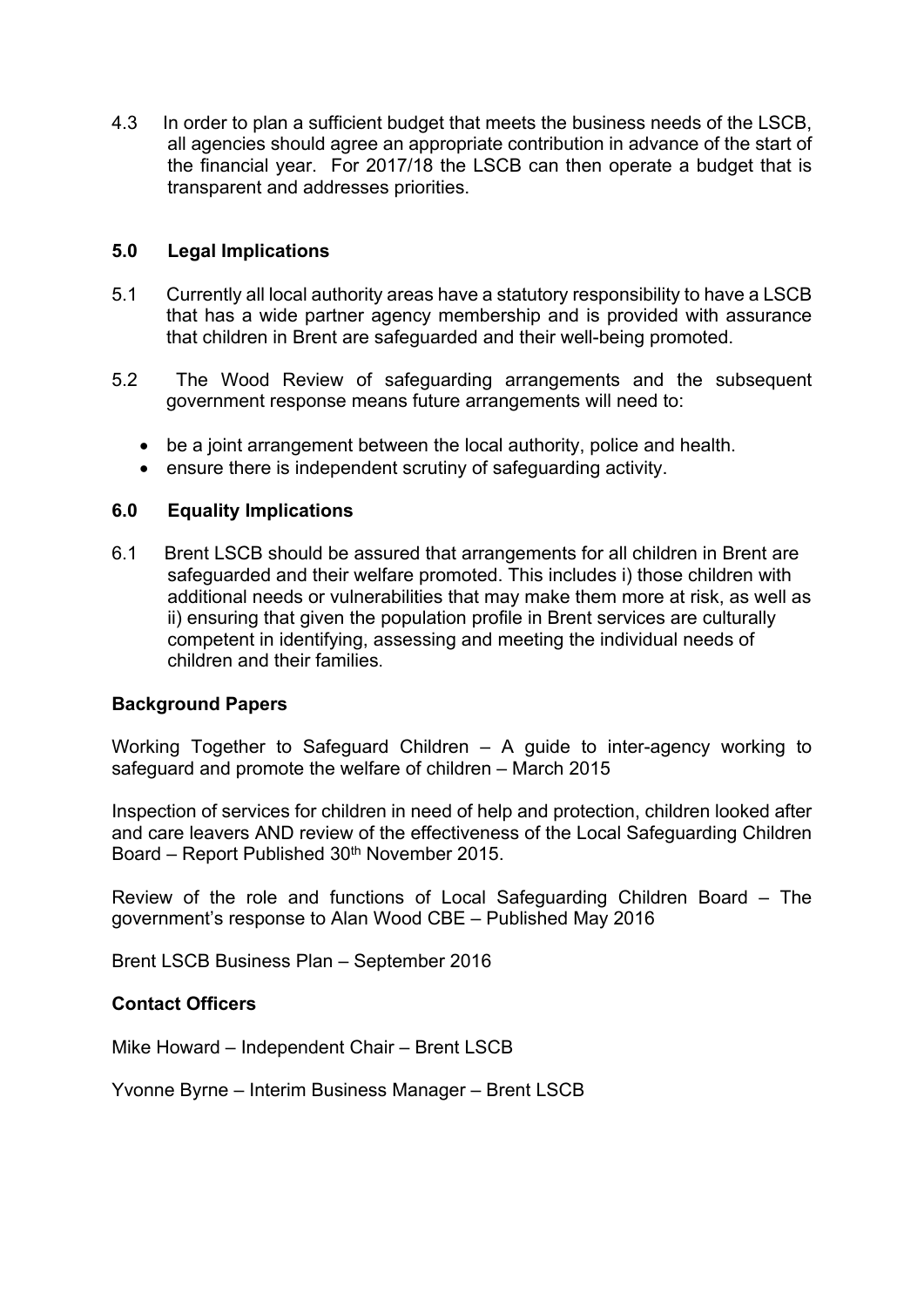4.3 In order to plan a sufficient budget that meets the business needs of the LSCB, all agencies should agree an appropriate contribution in advance of the start of the financial year. For 2017/18 the LSCB can then operate a budget that is transparent and addresses priorities.

## 5.0 Legal Implications

5.1 Currently all local authority areas have a statutory responsibility to have a LSCB that has a wide partner agency membership and is provided with assurance that children in Brent are safeguarded and their well-being promoted.

5.2 The Wood Review of safeguarding arrangements and the subsequent government response means future arrangements will need to:

- be a joint arrangement between the local authority, police and health.
- ensure there is independent scrutiny of safeguarding activity.

## 6.0 Equality Implications

6.1 Brent LSCB should be assured that arrangements for all children in Brent are safeguarded and their welfare promoted. This includes i) those children with additional needs or vulnerabilities that may make them more at risk, as well as ii) ensuring that given the population profile in Brent services are culturally competent in identifying, assessing and meeting the individual needs of children and their families.

## Background Papers

Working Together to Safeguard Children – A guide to inter-agency working to safeguard and promote the welfare of children – March 2015

Inspection of services for children in need of help and protection, children looked after and care leavers AND review of the effectiveness of the Local Safeguarding Children Board – Report Published 30th November 2015.

Review of the role and functions of Local Safeguarding Children Board – The government's response to Alan Wood CBE – Published May 2016

Brent LSCB Business Plan – September 2016

## Contact Officers

Mike Howard – Independent Chair – Brent LSCB

Yvonne Byrne – Interim Business Manager – Brent LSCB